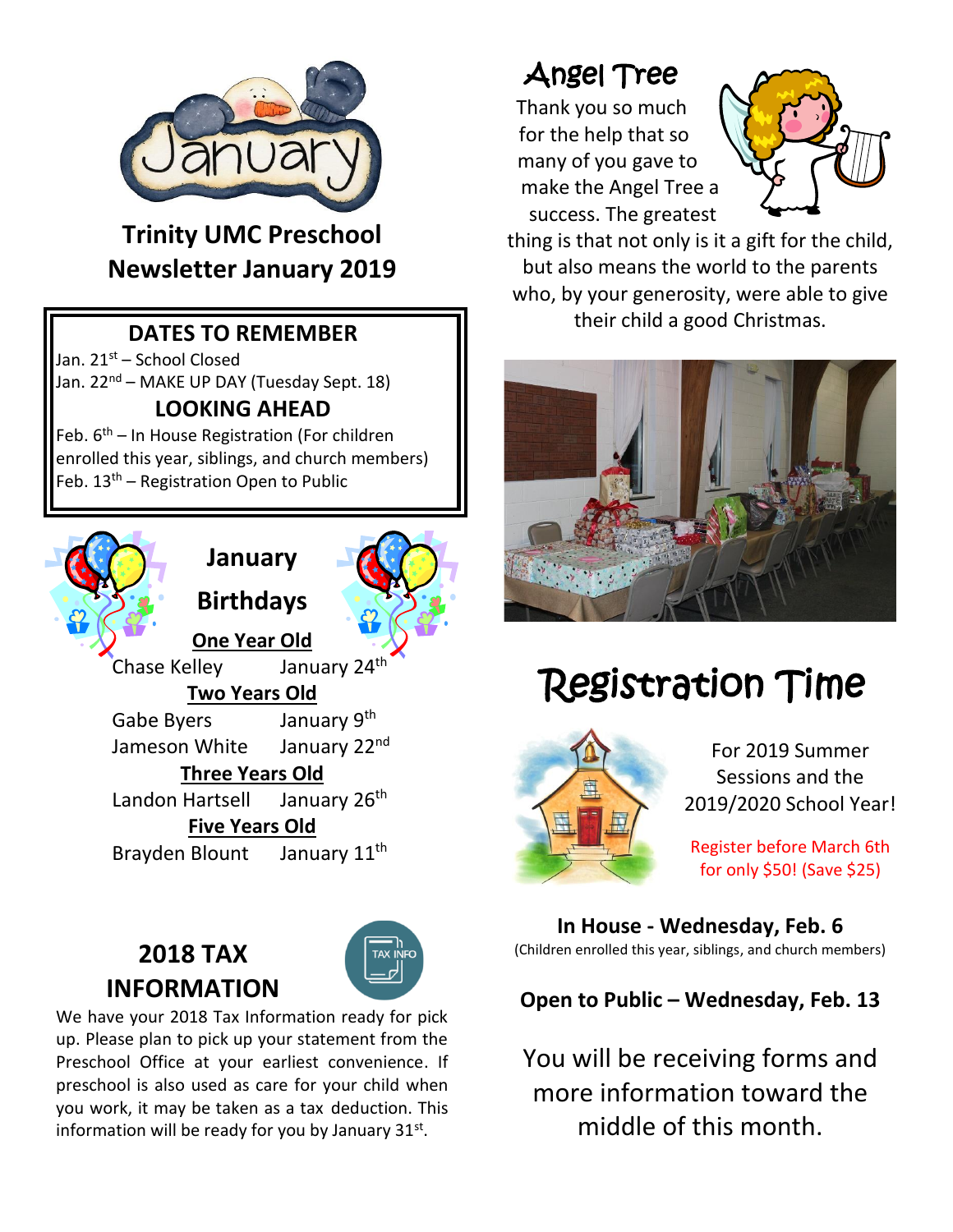# Trinity UMC Preschool Newsletter January 2019

## DATES TO REMEMBER

Jan. 21st – School Closed
Jan. 22nd – MAKE UP DAY (Tuesday Sept. 18)

## LOOKING AHEAD

Feb. 6th – In House Registration (For children enrolled this year, siblings, and church members)
Feb. 13th – Registration Open to Public

## January Birthdays

**One Year Old**

Chase Kelley — January 24th

**Two Years Old**

Gabe Byers — January 9th
Jameson White — January 22nd

**Three Years Old**

Landon Hartsell — January 26th

**Five Years Old**

Brayden Blount — January 11th

## 2018 TAX INFORMATION

We have your 2018 Tax Information ready for pick up. Please plan to pick up your statement from the Preschool Office at your earliest convenience. If preschool is also used as care for your child when you work, it may be taken as a tax deduction. This information will be ready for you by January 31st.

## Angel Tree

Thank you so much for the help that so many of you gave to make the Angel Tree a success. The greatest thing is that not only is it a gift for the child, but also means the world to the parents who, by your generosity, were able to give their child a good Christmas.

## Registration Time

For 2019 Summer Sessions and the 2019/2020 School Year!

Register before March 6th for only $50! (Save $25)

**In House - Wednesday, Feb. 6**
(Children enrolled this year, siblings, and church members)

**Open to Public – Wednesday, Feb. 13**

You will be receiving forms and more information toward the middle of this month.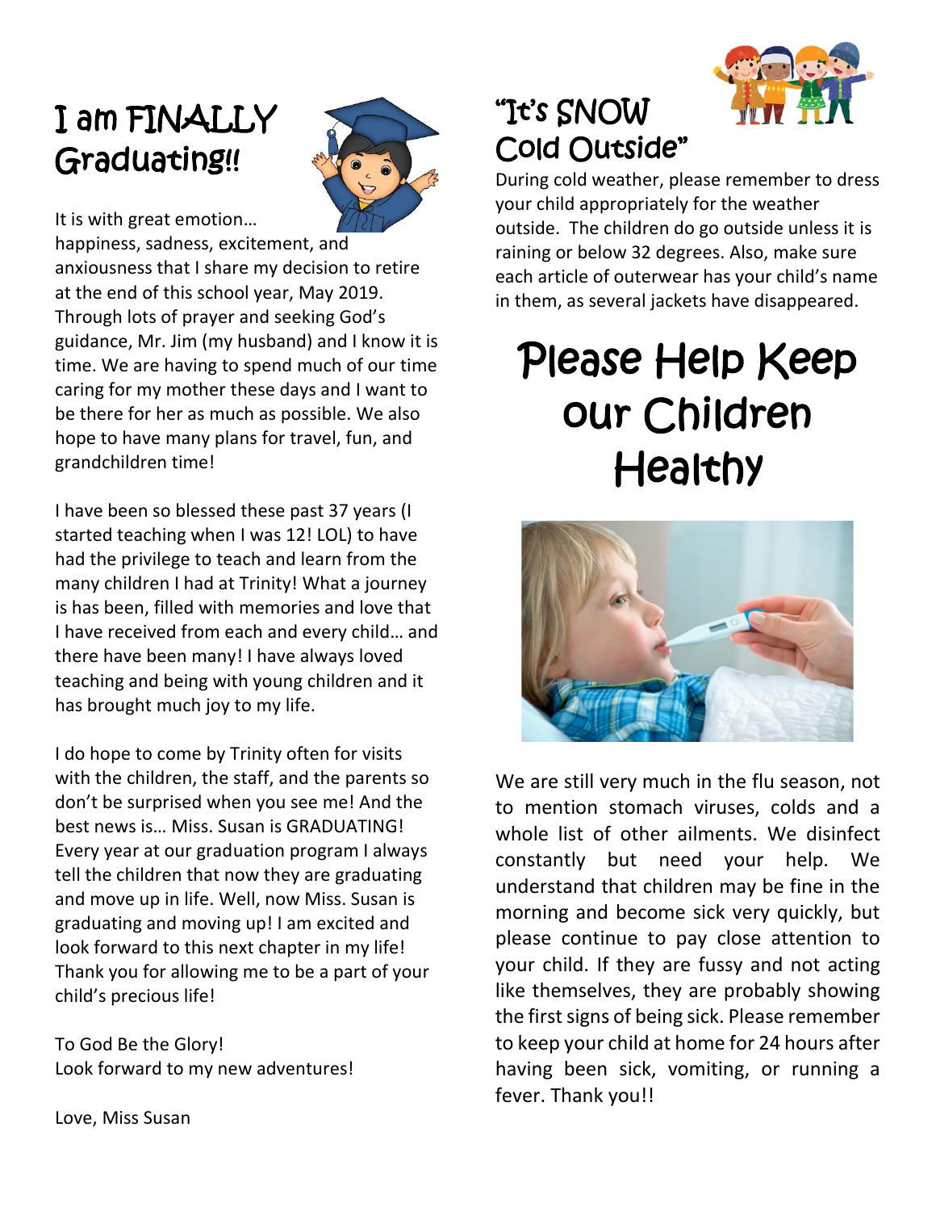# I am FINALLY Graduating!!

It is with great emotion… happiness, sadness, excitement, and anxiousness that I share my decision to retire at the end of this school year, May 2019. Through lots of prayer and seeking God's guidance, Mr. Jim (my husband) and I know it is time. We are having to spend much of our time caring for my mother these days and I want to be there for her as much as possible. We also hope to have many plans for travel, fun, and grandchildren time!

I have been so blessed these past 37 years (I started teaching when I was 12! LOL) to have had the privilege to teach and learn from the many children I had at Trinity! What a journey is has been, filled with memories and love that I have received from each and every child… and there have been many! I have always loved teaching and being with young children and it has brought much joy to my life.

I do hope to come by Trinity often for visits with the children, the staff, and the parents so don't be surprised when you see me! And the best news is… Miss. Susan is GRADUATING! Every year at our graduation program I always tell the children that now they are graduating and move up in life. Well, now Miss. Susan is graduating and moving up! I am excited and look forward to this next chapter in my life! Thank you for allowing me to be a part of your child's precious life!

To God Be the Glory!
Look forward to my new adventures!

Love, Miss Susan

# "It's SNOW Cold Outside"

During cold weather, please remember to dress your child appropriately for the weather outside. The children do go outside unless it is raining or below 32 degrees. Also, make sure each article of outerwear has your child's name in them, as several jackets have disappeared.

# Please Help Keep our Children Healthy

We are still very much in the flu season, not to mention stomach viruses, colds and a whole list of other ailments. We disinfect constantly but need your help. We understand that children may be fine in the morning and become sick very quickly, but please continue to pay close attention to your child. If they are fussy and not acting like themselves, they are probably showing the first signs of being sick. Please remember to keep your child at home for 24 hours after having been sick, vomiting, or running a fever. Thank you!!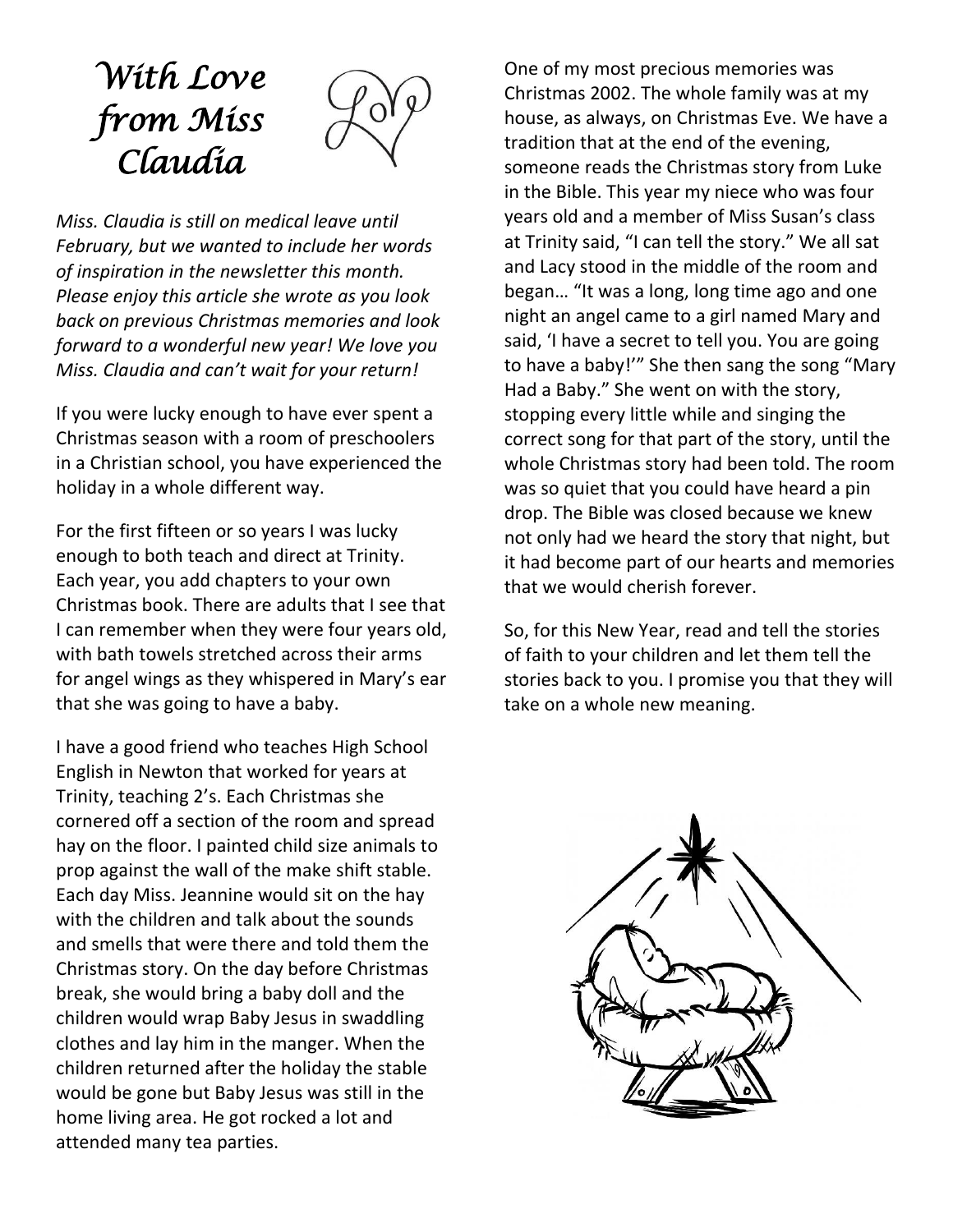# *With Love from Miss Claudia*

*Miss. Claudia is still on medical leave until February, but we wanted to include her words of inspiration in the newsletter this month. Please enjoy this article she wrote as you look back on previous Christmas memories and look forward to a wonderful new year! We love you Miss. Claudia and can't wait for your return!*

If you were lucky enough to have ever spent a Christmas season with a room of preschoolers in a Christian school, you have experienced the holiday in a whole different way.

For the first fifteen or so years I was lucky enough to both teach and direct at Trinity. Each year, you add chapters to your own Christmas book. There are adults that I see that I can remember when they were four years old, with bath towels stretched across their arms for angel wings as they whispered in Mary's ear that she was going to have a baby.

I have a good friend who teaches High School English in Newton that worked for years at Trinity, teaching 2's. Each Christmas she cornered off a section of the room and spread hay on the floor. I painted child size animals to prop against the wall of the make shift stable. Each day Miss. Jeannine would sit on the hay with the children and talk about the sounds and smells that were there and told them the Christmas story. On the day before Christmas break, she would bring a baby doll and the children would wrap Baby Jesus in swaddling clothes and lay him in the manger. When the children returned after the holiday the stable would be gone but Baby Jesus was still in the home living area. He got rocked a lot and attended many tea parties.

One of my most precious memories was Christmas 2002. The whole family was at my house, as always, on Christmas Eve. We have a tradition that at the end of the evening, someone reads the Christmas story from Luke in the Bible. This year my niece who was four years old and a member of Miss Susan's class at Trinity said, "I can tell the story." We all sat and Lacy stood in the middle of the room and began… "It was a long, long time ago and one night an angel came to a girl named Mary and said, 'I have a secret to tell you. You are going to have a baby!'" She then sang the song "Mary Had a Baby." She went on with the story, stopping every little while and singing the correct song for that part of the story, until the whole Christmas story had been told. The room was so quiet that you could have heard a pin drop. The Bible was closed because we knew not only had we heard the story that night, but it had become part of our hearts and memories that we would cherish forever.

So, for this New Year, read and tell the stories of faith to your children and let them tell the stories back to you. I promise you that they will take on a whole new meaning.